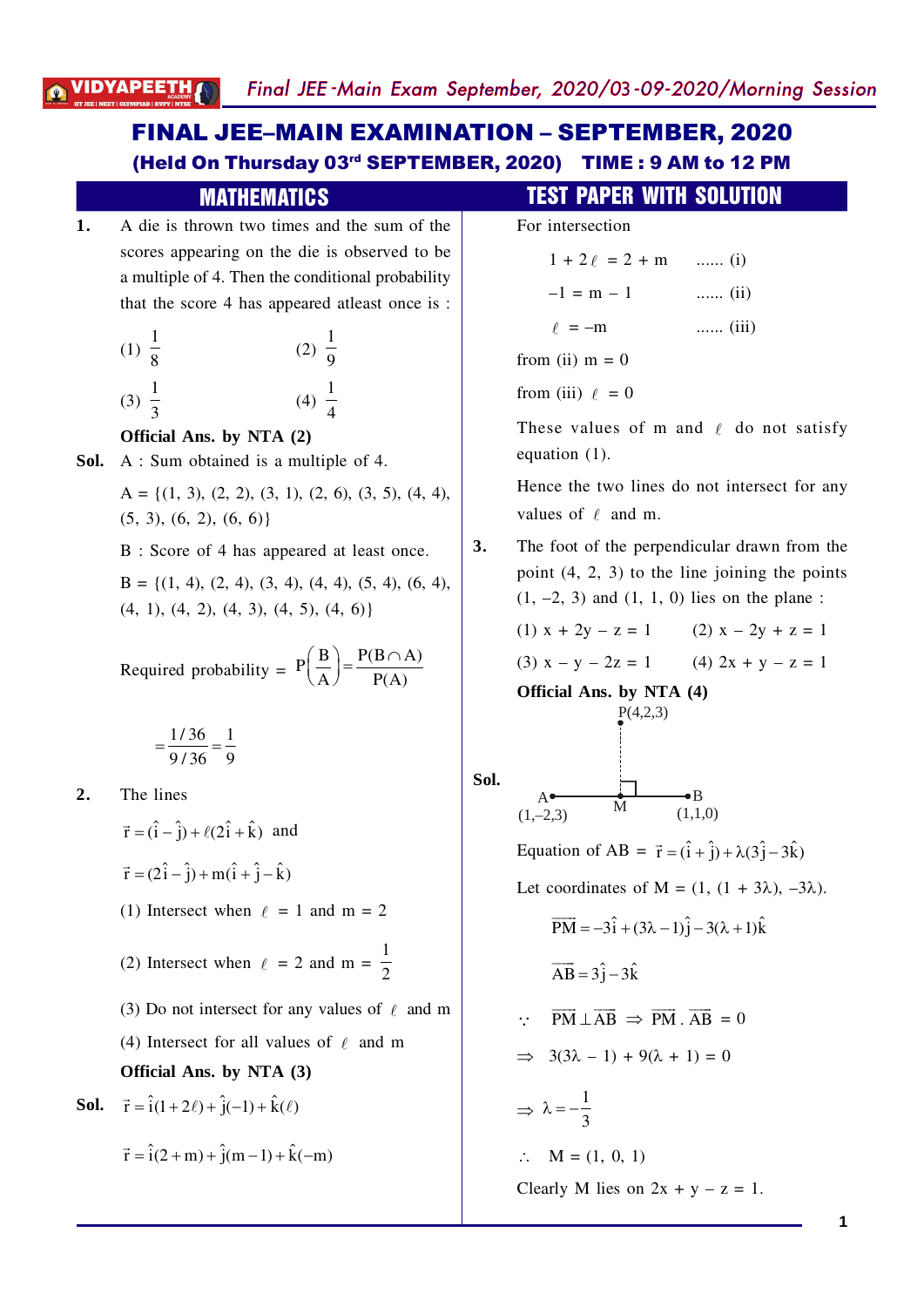# FINAL JEE–MAIN EXAMINATION – SEPTEMBER, 2020

**(Held On Thursday 03rd SEPTEMBER, 2020) TIME : 9 AM to 12 PM**

## MATHEMATICS — TEST PAPER WITH SOLUTION

**1.** A die is thrown two times and the sum of the scores appearing on the die is observed to be a multiple of 4. Then the conditional probability that the score 4 has appeared atleast once is :

(1) $\frac{1}{8}$ (2) $\frac{1}{9}$

(3) $\frac{1}{3}$ (4) $\frac{1}{4}$

**Official Ans. by NTA (2)**

**Sol.** A : Sum obtained is a multiple of 4.

A = {(1, 3), (2, 2), (3, 1), (2, 6), (3, 5), (4, 4), (5, 3), (6, 2), (6, 6)}

B : Score of 4 has appeared at least once.

B = {(1, 4), (2, 4), (3, 4), (4, 4), (5, 4), (6, 4), (4, 1), (4, 2), (4, 3), (4, 5), (4, 6)}

Required probability $= P\left(\frac{B}{A}\right) = \frac{P(B \cap A)}{P(A)}$

$$= \frac{1/36}{9/36} = \frac{1}{9}$$

**2.** The lines

$\vec{r} = (\hat{i} - \hat{j}) + \ell(2\hat{i} + \hat{k})$ and

$\vec{r} = (2\hat{i} - \hat{j}) + m(\hat{i} + \hat{j} - \hat{k})$

(1) Intersect when $\ell = 1$ and $m = 2$

(2) Intersect when $\ell = 2$ and $m = \frac{1}{2}$

(3) Do not intersect for any values of $\ell$ and m

(4) Intersect for all values of $\ell$ and m

**Official Ans. by NTA (3)**

**Sol.** $\vec{r} = \hat{i}(1 + 2\ell) + \hat{j}(-1) + \hat{k}(\ell)$

$\vec{r} = \hat{i}(2 + m) + \hat{j}(m - 1) + \hat{k}(-m)$

For intersection

$1 + 2\ell = 2 + m$ ...... (i)

$-1 = m - 1$ ...... (ii)

$\ell = -m$ ...... (iii)

from (ii) $m = 0$

from (iii) $\ell = 0$

These values of m and $\ell$ do not satisfy equation (1).

Hence the two lines do not intersect for any values of $\ell$ and m.

**3.** The foot of the perpendicular drawn from the point (4, 2, 3) to the line joining the points (1, –2, 3) and (1, 1, 0) lies on the plane :

(1) $x + 2y - z = 1$ (2) $x - 2y + z = 1$

(3) $x - y - 2z = 1$ (4) $2x + y - z = 1$

**Official Ans. by NTA (4)**

**Sol.**

P(4,2,3)

A (1,–2,3) M B (1,1,0)

Equation of AB $= \vec{r} = (\hat{i} + \hat{j}) + \lambda(3\hat{j} - 3\hat{k})$

Let coordinates of M = (1, (1 + 3λ), –3λ).

$$\overrightarrow{PM} = -3\hat{i} + (3\lambda - 1)\hat{j} - 3(\lambda + 1)\hat{k}$$

$$\overrightarrow{AB} = 3\hat{j} - 3\hat{k}$$

$\because$ $\overrightarrow{PM} \perp \overrightarrow{AB} \Rightarrow \overrightarrow{PM} \cdot \overrightarrow{AB} = 0$

$\Rightarrow 3(3\lambda - 1) + 9(\lambda + 1) = 0$

$\Rightarrow \lambda = -\frac{1}{3}$

$\therefore$ M = (1, 0, 1)

Clearly M lies on $2x + y - z = 1$.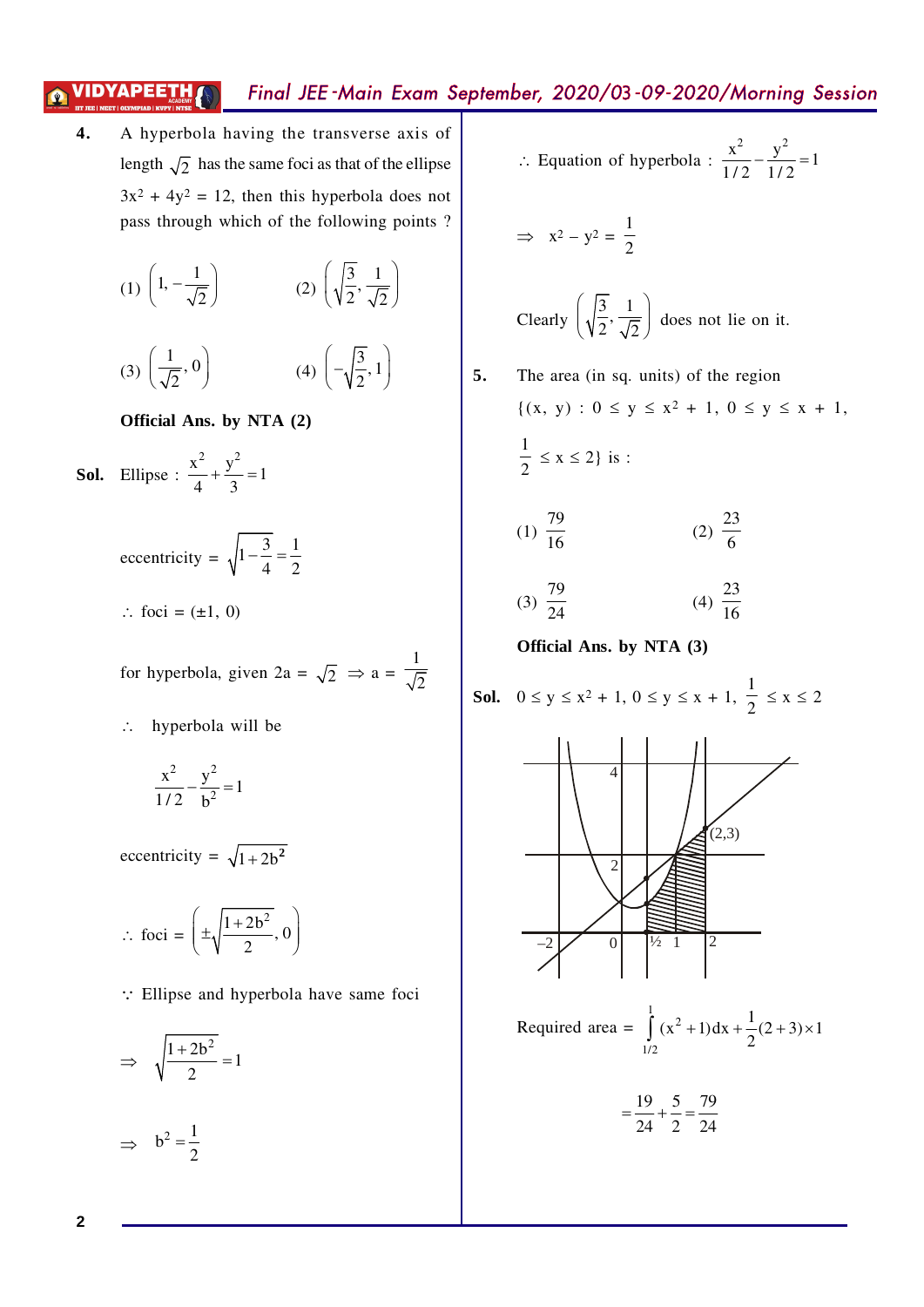**4.** A hyperbola having the transverse axis of length $\sqrt{2}$ has the same foci as that of the ellipse $3x^2 + 4y^2 = 12$, then this hyperbola does not pass through which of the following points ?

(1) $\left(1, -\frac{1}{\sqrt{2}}\right)$ (2) $\left(\sqrt{\frac{3}{2}}, \frac{1}{\sqrt{2}}\right)$

(3) $\left(\frac{1}{\sqrt{2}}, 0\right)$ (4) $\left(-\sqrt{\frac{3}{2}}, 1\right)$

**Official Ans. by NTA (2)**

**Sol.** Ellipse : $\frac{x^2}{4}+\frac{y^2}{3}=1$

eccentricity = $\sqrt{1-\frac{3}{4}}=\frac{1}{2}$

$\therefore$ foci = $(\pm 1, 0)$

for hyperbola, given $2a = \sqrt{2} \Rightarrow a = \frac{1}{\sqrt{2}}$

$\therefore$ hyperbola will be

$$\frac{x^2}{1/2}-\frac{y^2}{b^2}=1$$

eccentricity = $\sqrt{1+2b^2}$

$\therefore$ foci = $\left(\pm\sqrt{\frac{1+2b^2}{2}}, 0\right)$

$\because$ Ellipse and hyperbola have same foci

$$\Rightarrow \sqrt{\frac{1+2b^2}{2}}=1$$

$$\Rightarrow b^2=\frac{1}{2}$$

$\therefore$ Equation of hyperbola : $\frac{x^2}{1/2}-\frac{y^2}{1/2}=1$

$$\Rightarrow x^2 - y^2 = \frac{1}{2}$$

Clearly $\left(\sqrt{\frac{3}{2}}, \frac{1}{\sqrt{2}}\right)$ does not lie on it.

**5.** The area (in sq. units) of the region $\{(x, y) : 0 \le y \le x^2 + 1,\ 0 \le y \le x + 1,\ \frac{1}{2} \le x \le 2\}$ is :

(1) $\frac{79}{16}$ (2) $\frac{23}{6}$

(3) $\frac{79}{24}$ (4) $\frac{23}{16}$

**Official Ans. by NTA (3)**

**Sol.** $0 \le y \le x^2 + 1,\ 0 \le y \le x + 1,\ \frac{1}{2} \le x \le 2$

Required area = $\int_{1/2}^{1}(x^2+1)dx+\frac{1}{2}(2+3)\times 1$

$$=\frac{19}{24}+\frac{5}{2}=\frac{79}{24}$$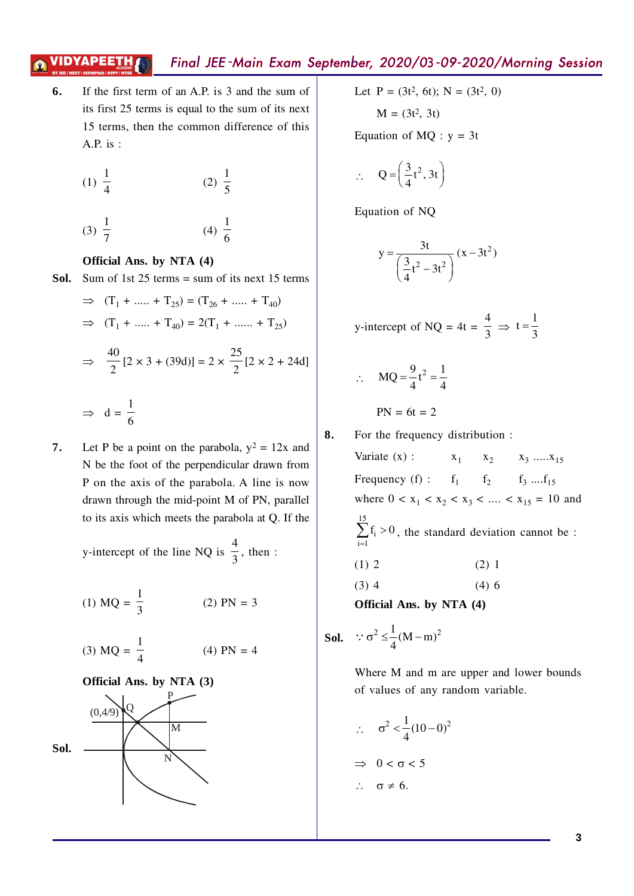**6.** If the first term of an A.P. is 3 and the sum of its first 25 terms is equal to the sum of its next 15 terms, then the common difference of this A.P. is :

(1) $\frac{1}{4}$  (2) $\frac{1}{5}$

(3) $\frac{1}{7}$  (4) $\frac{1}{6}$

**Official Ans. by NTA (4)**

**Sol.** Sum of 1st 25 terms = sum of its next 15 terms

$\Rightarrow$ $(T_1 + ..... + T_{25}) = (T_{26} + ..... + T_{40})$

$\Rightarrow$ $(T_1 + ..... + T_{40}) = 2(T_1 + ...... + T_{25})$

$\Rightarrow$ $\frac{40}{2}[2 \times 3 + (39d)] = 2 \times \frac{25}{2}[2 \times 2 + 24d]$

$\Rightarrow$ $d = \frac{1}{6}$

**7.** Let P be a point on the parabola, $y^2 = 12x$ and N be the foot of the perpendicular drawn from P on the axis of the parabola. A line is now drawn through the mid-point M of PN, parallel to its axis which meets the parabola at Q. If the y-intercept of the line NQ is $\frac{4}{3}$, then :

(1) $MQ = \frac{1}{3}$  (2) PN = 3

(3) $MQ = \frac{1}{4}$  (4) PN = 4

**Official Ans. by NTA (3)**

**Sol.**

Let $P = (3t^2, 6t)$; $N = (3t^2, 0)$

$M = (3t^2, 3t)$

Equation of MQ : $y = 3t$

$\therefore \quad Q = \left(\frac{3}{4}t^2, 3t\right)$

Equation of NQ

$$y = \frac{3t}{\left(\frac{3}{4}t^2 - 3t^2\right)}(x - 3t^2)$$

y-intercept of NQ $= 4t = \frac{4}{3} \Rightarrow t = \frac{1}{3}$

$\therefore \quad MQ = \frac{9}{4}t^2 = \frac{1}{4}$

$PN = 6t = 2$

**8.** For the frequency distribution :

| Variate (x) : | $x_1$ | $x_2$ | $x_3$ .....$x_{15}$ |
|---|---|---|---|
| Frequency (f) : | $f_1$ | $f_2$ | $f_3$ ....$f_{15}$ |

where $0 < x_1 < x_2 < x_3 < .... < x_{15} = 10$ and $\sum_{i=1}^{15} f_i > 0$, the standard deviation cannot be :

(1) 2  (2) 1

(3) 4  (4) 6

**Official Ans. by NTA (4)**

**Sol.** $\because \sigma^2 \leq \frac{1}{4}(M - m)^2$

Where M and m are upper and lower bounds of values of any random variable.

$\therefore \quad \sigma^2 < \frac{1}{4}(10 - 0)^2$

$\Rightarrow \quad 0 < \sigma < 5$

$\therefore \quad \sigma \neq 6.$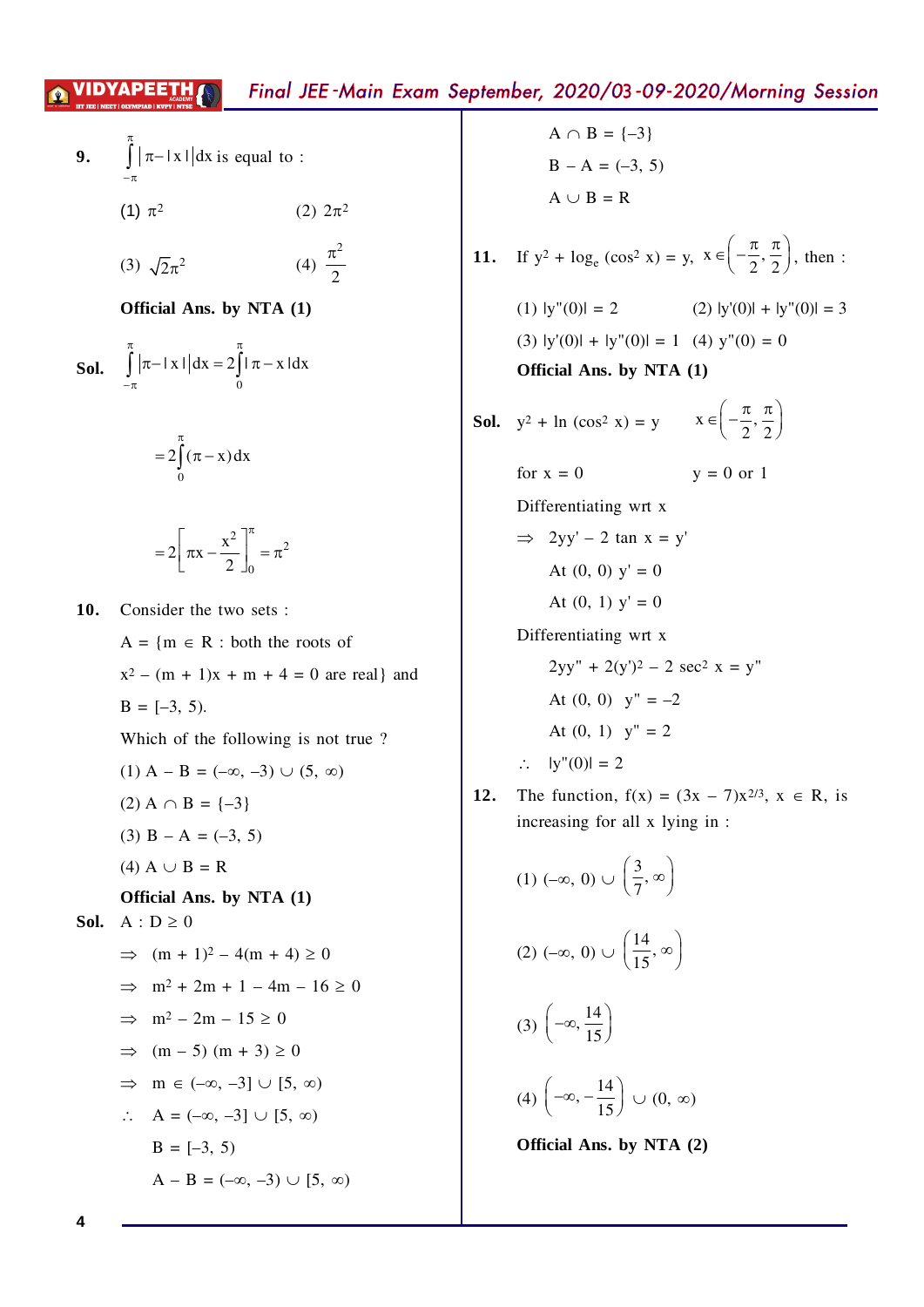**9.** $\int_{-\pi}^{\pi} |\pi - |x|| dx$ is equal to :

(1) $\pi^2$ (2) $2\pi^2$

(3) $\sqrt{2}\pi^2$ (4) $\frac{\pi^2}{2}$

**Official Ans. by NTA (1)**

**Sol.** $\int_{-\pi}^{\pi} |\pi - |x|| dx = 2\int_{0}^{\pi} |\pi - x| dx$

$= 2\int_{0}^{\pi} (\pi - x) dx$

$= 2\left[\pi x - \frac{x^2}{2}\right]_0^{\pi} = \pi^2$

**10.** Consider the two sets :

$A = \{m \in R$ : both the roots of $x^2 - (m + 1)x + m + 4 = 0$ are real$\}$ and $B = [-3, 5)$.

Which of the following is not true ?

(1) $A - B = (-\infty, -3) \cup (5, \infty)$

(2) $A \cap B = \{-3\}$

(3) $B - A = (-3, 5)$

(4) $A \cup B = R$

**Official Ans. by NTA (1)**

**Sol.** $A : D \geq 0$

$\Rightarrow (m + 1)^2 - 4(m + 4) \geq 0$

$\Rightarrow m^2 + 2m + 1 - 4m - 16 \geq 0$

$\Rightarrow m^2 - 2m - 15 \geq 0$

$\Rightarrow (m - 5)(m + 3) \geq 0$

$\Rightarrow m \in (-\infty, -3] \cup [5, \infty)$

$\therefore A = (-\infty, -3] \cup [5, \infty)$

$B = [-3, 5)$

$A - B = (-\infty, -3) \cup [5, \infty)$

$A \cap B = \{-3\}$

$B - A = (-3, 5)$

$A \cup B = R$

**11.** If $y^2 + \log_e(\cos^2 x) = y$, $x \in \left(-\frac{\pi}{2}, \frac{\pi}{2}\right)$, then :

(1) $|y''(0)| = 2$ (2) $|y'(0)| + |y''(0)| = 3$

(3) $|y'(0)| + |y''(0)| = 1$ (4) $y''(0) = 0$

**Official Ans. by NTA (1)**

**Sol.** $y^2 + \ln(\cos^2 x) = y$ $\quad x \in \left(-\frac{\pi}{2}, \frac{\pi}{2}\right)$

for $x = 0$ $\quad y = 0$ or $1$

Differentiating wrt x

$\Rightarrow 2yy' - 2\tan x = y'$

At $(0, 0)$ $y' = 0$

At $(0, 1)$ $y' = 0$

Differentiating wrt x

$2yy'' + 2(y')^2 - 2\sec^2 x = y''$

At $(0, 0)$ $y'' = -2$

At $(0, 1)$ $y'' = 2$

$\therefore |y''(0)| = 2$

**12.** The function, $f(x) = (3x - 7)x^{2/3}$, $x \in R$, is increasing for all x lying in :

(1) $(-\infty, 0) \cup \left(\frac{3}{7}, \infty\right)$

(2) $(-\infty, 0) \cup \left(\frac{14}{15}, \infty\right)$

(3) $\left(-\infty, \frac{14}{15}\right)$

(4) $\left(-\infty, -\frac{14}{15}\right) \cup (0, \infty)$

**Official Ans. by NTA (2)**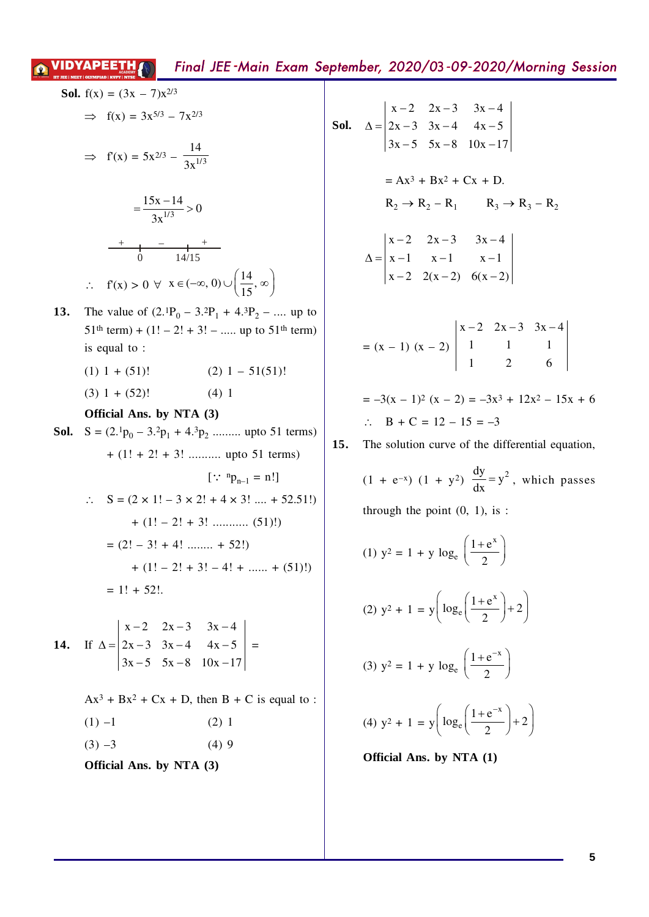**Sol.** $f(x) = (3x - 7)x^{2/3}$

$\Rightarrow \quad f(x) = 3x^{5/3} - 7x^{2/3}$

$\Rightarrow \quad f'(x) = 5x^{2/3} - \dfrac{14}{3x^{1/3}}$

$= \dfrac{15x - 14}{3x^{1/3}} > 0$

$$\begin{array}{ccccc} + & & - & & + \\ \hline & 0 & & 14/15 & \end{array}$$

$\therefore \quad f'(x) > 0 \ \forall \ x \in (-\infty, 0) \cup \left(\dfrac{14}{15}, \infty\right)$

**13.** The value of $(2.^1P_0 - 3.^2P_1 + 4.^3P_2 - ....$ up to $51^{th}$ term) $+ (1! - 2! + 3! - .....$ up to $51^{th}$ term) is equal to :

(1) $1 + (51)!$ (2) $1 - 51(51)!$

(3) $1 + (52)!$ (4) $1$

**Official Ans. by NTA (3)**

**Sol.** $S = (2.^1p_0 - 3.^2p_1 + 4.^3p_2$ ......... upto 51 terms)

$+ (1! + 2! + 3!$ .......... upto 51 terms)

$[\because \ ^np_{n-1} = n!]$

$\therefore \quad S = (2 \times 1! - 3 \times 2! + 4 \times 3! .... + 52.51!)$

$+ (1! - 2! + 3!$ ........... $(51)!)$

$= (2! - 3! + 4!$ ........ $+ 52!)$

$+ (1! - 2! + 3! - 4! + ...... + (51)!)$

$= 1! + 52!.$

**14.** If $\Delta = \begin{vmatrix} x-2 & 2x-3 & 3x-4 \\ 2x-3 & 3x-4 & 4x-5 \\ 3x-5 & 5x-8 & 10x-17 \end{vmatrix} =$

$Ax^3 + Bx^2 + Cx + D$, then $B + C$ is equal to :

(1) $-1$ (2) $1$

(3) $-3$ (4) $9$

**Official Ans. by NTA (3)**

**Sol.** $\Delta = \begin{vmatrix} x-2 & 2x-3 & 3x-4 \\ 2x-3 & 3x-4 & 4x-5 \\ 3x-5 & 5x-8 & 10x-17 \end{vmatrix}$

$= Ax^3 + Bx^2 + Cx + D.$

$R_2 \rightarrow R_2 - R_1 \qquad R_3 \rightarrow R_3 - R_2$

$\Delta = \begin{vmatrix} x-2 & 2x-3 & 3x-4 \\ x-1 & x-1 & x-1 \\ x-2 & 2(x-2) & 6(x-2) \end{vmatrix}$

$= (x - 1)(x - 2) \begin{vmatrix} x-2 & 2x-3 & 3x-4 \\ 1 & 1 & 1 \\ 1 & 2 & 6 \end{vmatrix}$

$= -3(x - 1)^2 (x - 2) = -3x^3 + 12x^2 - 15x + 6$

$\therefore \quad B + C = 12 - 15 = -3$

**15.** The solution curve of the differential equation, $(1 + e^{-x})(1 + y^2)\dfrac{dy}{dx} = y^2$, which passes through the point $(0, 1)$, is :

(1) $y^2 = 1 + y \log_e\left(\dfrac{1+e^x}{2}\right)$

(2) $y^2 + 1 = y\left(\log_e\left(\dfrac{1+e^x}{2}\right) + 2\right)$

(3) $y^2 = 1 + y \log_e\left(\dfrac{1+e^{-x}}{2}\right)$

(4) $y^2 + 1 = y\left(\log_e\left(\dfrac{1+e^{-x}}{2}\right) + 2\right)$

**Official Ans. by NTA (1)**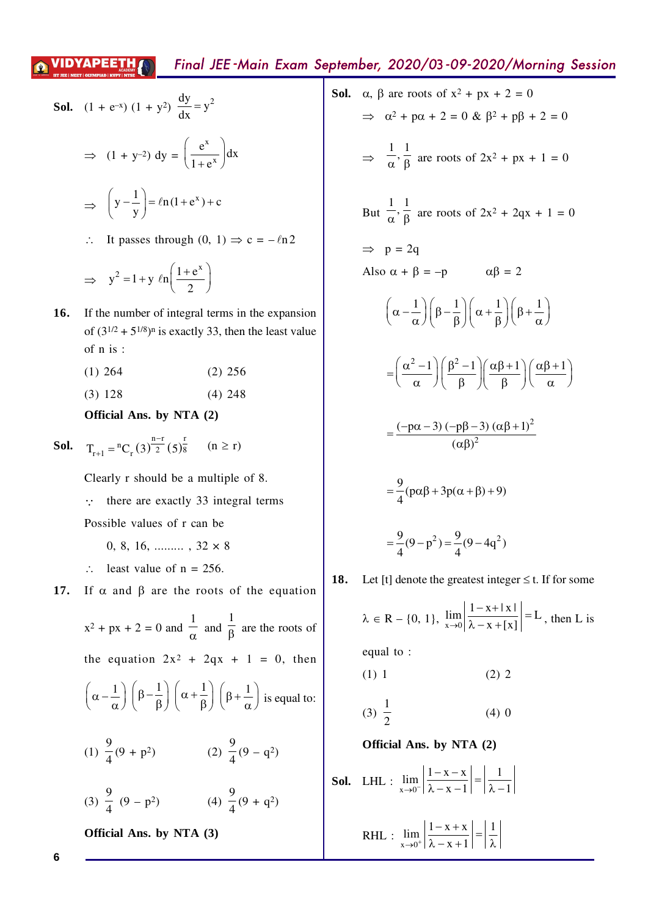**Sol.** $(1 + e^{-x})(1 + y^2)\dfrac{dy}{dx} = y^2$

$$\Rightarrow \ (1 + y^{-2})\,dy = \left(\frac{e^x}{1+e^x}\right)dx$$

$$\Rightarrow \ \left(y - \frac{1}{y}\right) = \ell n(1+e^x) + c$$

$\therefore$ It passes through $(0, 1) \Rightarrow c = -\ell n 2$

$$\Rightarrow \ y^2 = 1 + y\ \ell n\left(\frac{1+e^x}{2}\right)$$

**16.** If the number of integral terms in the expansion of $(3^{1/2} + 5^{1/8})^n$ is exactly 33, then the least value of n is :

(1) 264 (2) 256

(3) 128 (4) 248

**Official Ans. by NTA (2)**

**Sol.** $T_{r+1} = {}^nC_r (3)^{\frac{n-r}{2}}(5)^{\frac{r}{8}} \quad (n \geq r)$

Clearly r should be a multiple of 8.

$\because$ there are exactly 33 integral terms

Possible values of r can be

$0, 8, 16, ........., 32 \times 8$

$\therefore$ least value of n = 256.

**17.** If $\alpha$ and $\beta$ are the roots of the equation $x^2 + px + 2 = 0$ and $\dfrac{1}{\alpha}$ and $\dfrac{1}{\beta}$ are the roots of the equation $2x^2 + 2qx + 1 = 0$, then $\left(\alpha - \dfrac{1}{\alpha}\right)\left(\beta - \dfrac{1}{\beta}\right)\left(\alpha + \dfrac{1}{\beta}\right)\left(\beta + \dfrac{1}{\alpha}\right)$ is equal to:

(1) $\dfrac{9}{4}(9 + p^2)$ (2) $\dfrac{9}{4}(9 - q^2)$

(3) $\dfrac{9}{4}(9 - p^2)$ (4) $\dfrac{9}{4}(9 + q^2)$

**Official Ans. by NTA (3)**

**Sol.** $\alpha, \beta$ are roots of $x^2 + px + 2 = 0$

$\Rightarrow \ \alpha^2 + p\alpha + 2 = 0 \ \& \ \beta^2 + p\beta + 2 = 0$

$\Rightarrow \ \dfrac{1}{\alpha}, \dfrac{1}{\beta}$ are roots of $2x^2 + px + 1 = 0$

But $\dfrac{1}{\alpha}, \dfrac{1}{\beta}$ are roots of $2x^2 + 2qx + 1 = 0$

$\Rightarrow \ p = 2q$

Also $\alpha + \beta = -p \qquad \alpha\beta = 2$

$$\left(\alpha - \frac{1}{\alpha}\right)\left(\beta - \frac{1}{\beta}\right)\left(\alpha + \frac{1}{\beta}\right)\left(\beta + \frac{1}{\alpha}\right)$$

$$= \left(\frac{\alpha^2 - 1}{\alpha}\right)\left(\frac{\beta^2 - 1}{\beta}\right)\left(\frac{\alpha\beta + 1}{\beta}\right)\left(\frac{\alpha\beta + 1}{\alpha}\right)$$

$$= \frac{(-p\alpha - 3)(-p\beta - 3)(\alpha\beta + 1)^2}{(\alpha\beta)^2}$$

$$= \frac{9}{4}(p\alpha\beta + 3p(\alpha + \beta) + 9)$$

$$= \frac{9}{4}(9 - p^2) = \frac{9}{4}(9 - 4q^2)$$

**18.** Let [t] denote the greatest integer $\leq t$. If for some $\lambda \in R - \{0, 1\}$, $\displaystyle\lim_{x \to 0}\left|\frac{1 - x + |x|}{\lambda - x + [x]}\right| = L$, then L is equal to :

(1) 1 (2) 2

(3) $\dfrac{1}{2}$ (4) 0

**Official Ans. by NTA (2)**

**Sol.** LHL : $\displaystyle\lim_{x \to 0^-}\left|\frac{1 - x - x}{\lambda - x - 1}\right| = \left|\frac{1}{\lambda - 1}\right|$

RHL : $\displaystyle\lim_{x \to 0^+}\left|\frac{1 - x + x}{\lambda - x + 1}\right| = \left|\frac{1}{\lambda}\right|$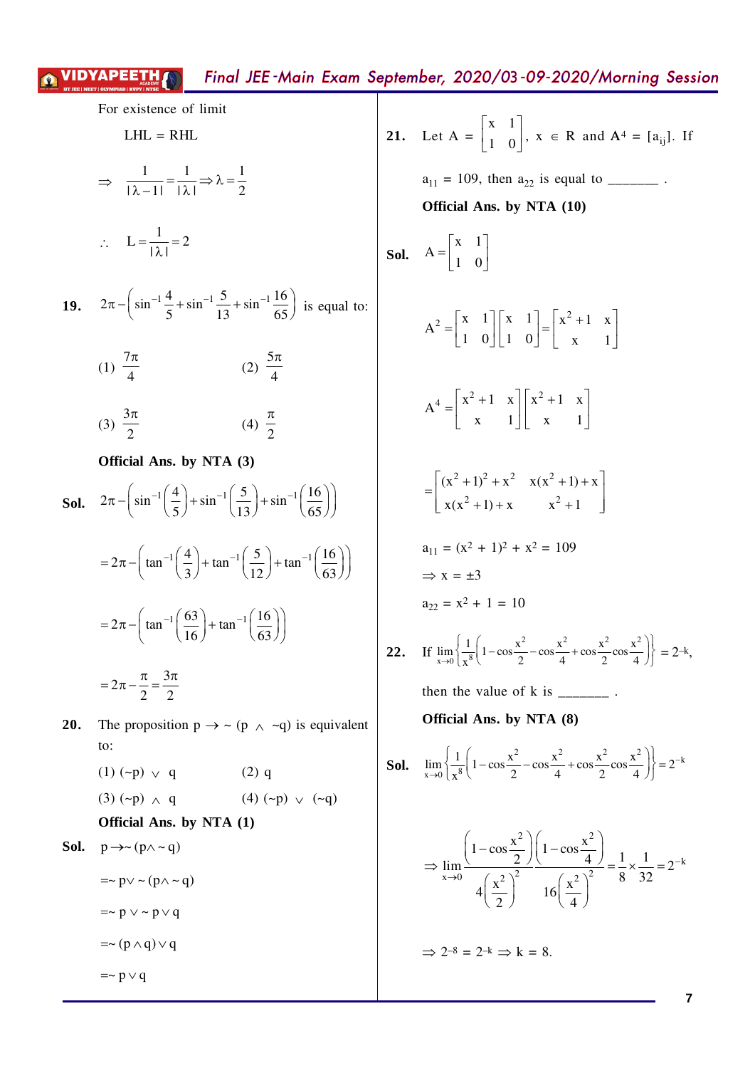For existence of limit

LHL = RHL

$$\Rightarrow \frac{1}{|\lambda - 1|} = \frac{1}{|\lambda|} \Rightarrow \lambda = \frac{1}{2}$$

$$\therefore \quad L = \frac{1}{|\lambda|} = 2$$

**19.** $2\pi - \left(\sin^{-1}\frac{4}{5} + \sin^{-1}\frac{5}{13} + \sin^{-1}\frac{16}{65}\right)$ is equal to:

(1) $\frac{7\pi}{4}$ (2) $\frac{5\pi}{4}$

(3) $\frac{3\pi}{2}$ (4) $\frac{\pi}{2}$

**Official Ans. by NTA (3)**

**Sol.** $2\pi - \left(\sin^{-1}\left(\frac{4}{5}\right) + \sin^{-1}\left(\frac{5}{13}\right) + \sin^{-1}\left(\frac{16}{65}\right)\right)$

$$= 2\pi - \left(\tan^{-1}\left(\frac{4}{3}\right) + \tan^{-1}\left(\frac{5}{12}\right) + \tan^{-1}\left(\frac{16}{63}\right)\right)$$

$$= 2\pi - \left(\tan^{-1}\left(\frac{63}{16}\right) + \tan^{-1}\left(\frac{16}{63}\right)\right)$$

$$= 2\pi - \frac{\pi}{2} = \frac{3\pi}{2}$$

**20.** The proposition $p \to \sim (p \wedge \sim q)$ is equivalent to:

(1) $(\sim p) \vee q$ (2) $q$

(3) $(\sim p) \wedge q$ (4) $(\sim p) \vee (\sim q)$

**Official Ans. by NTA (1)**

**Sol.** $p \to \sim (p \wedge \sim q)$

$$= \sim p \vee \sim (p \wedge \sim q)$$

$$= \sim p \vee \sim p \vee q$$

$$= \sim (p \wedge q) \vee q$$

$$= \sim p \vee q$$

**21.** Let $A = \begin{bmatrix} x & 1 \\ 1 & 0 \end{bmatrix}$, $x \in R$ and $A^4 = [a_{ij}]$. If $a_{11} = 109$, then $a_{22}$ is equal to ______ .

**Official Ans. by NTA (10)**

**Sol.** $A = \begin{bmatrix} x & 1 \\ 1 & 0 \end{bmatrix}$

$$A^2 = \begin{bmatrix} x & 1 \\ 1 & 0 \end{bmatrix}\begin{bmatrix} x & 1 \\ 1 & 0 \end{bmatrix} = \begin{bmatrix} x^2+1 & x \\ x & 1 \end{bmatrix}$$

$$A^4 = \begin{bmatrix} x^2+1 & x \\ x & 1 \end{bmatrix}\begin{bmatrix} x^2+1 & x \\ x & 1 \end{bmatrix}$$

$$= \begin{bmatrix} (x^2+1)^2 + x^2 & x(x^2+1)+x \\ x(x^2+1)+x & x^2+1 \end{bmatrix}$$

$a_{11} = (x^2 + 1)^2 + x^2 = 109$

$\Rightarrow x = \pm 3$

$a_{22} = x^2 + 1 = 10$

**22.** If $\lim\limits_{x \to 0}\left\{\frac{1}{x^8}\left(1 - \cos\frac{x^2}{2} - \cos\frac{x^2}{4} + \cos\frac{x^2}{2}\cos\frac{x^2}{4}\right)\right\} = 2^{-k}$, then the value of k is ______ .

**Official Ans. by NTA (8)**

**Sol.** $\lim\limits_{x \to 0}\left\{\frac{1}{x^8}\left(1 - \cos\frac{x^2}{2} - \cos\frac{x^2}{4} + \cos\frac{x^2}{2}\cos\frac{x^2}{4}\right)\right\} = 2^{-k}$

$$\Rightarrow \lim_{x \to 0}\frac{\left(1 - \cos\frac{x^2}{2}\right)\left(1 - \cos\frac{x^2}{4}\right)}{4\left(\frac{x^2}{2}\right)^2 \quad 16\left(\frac{x^2}{4}\right)^2} = \frac{1}{8} \times \frac{1}{32} = 2^{-k}$$

$\Rightarrow 2^{-8} = 2^{-k} \Rightarrow k = 8.$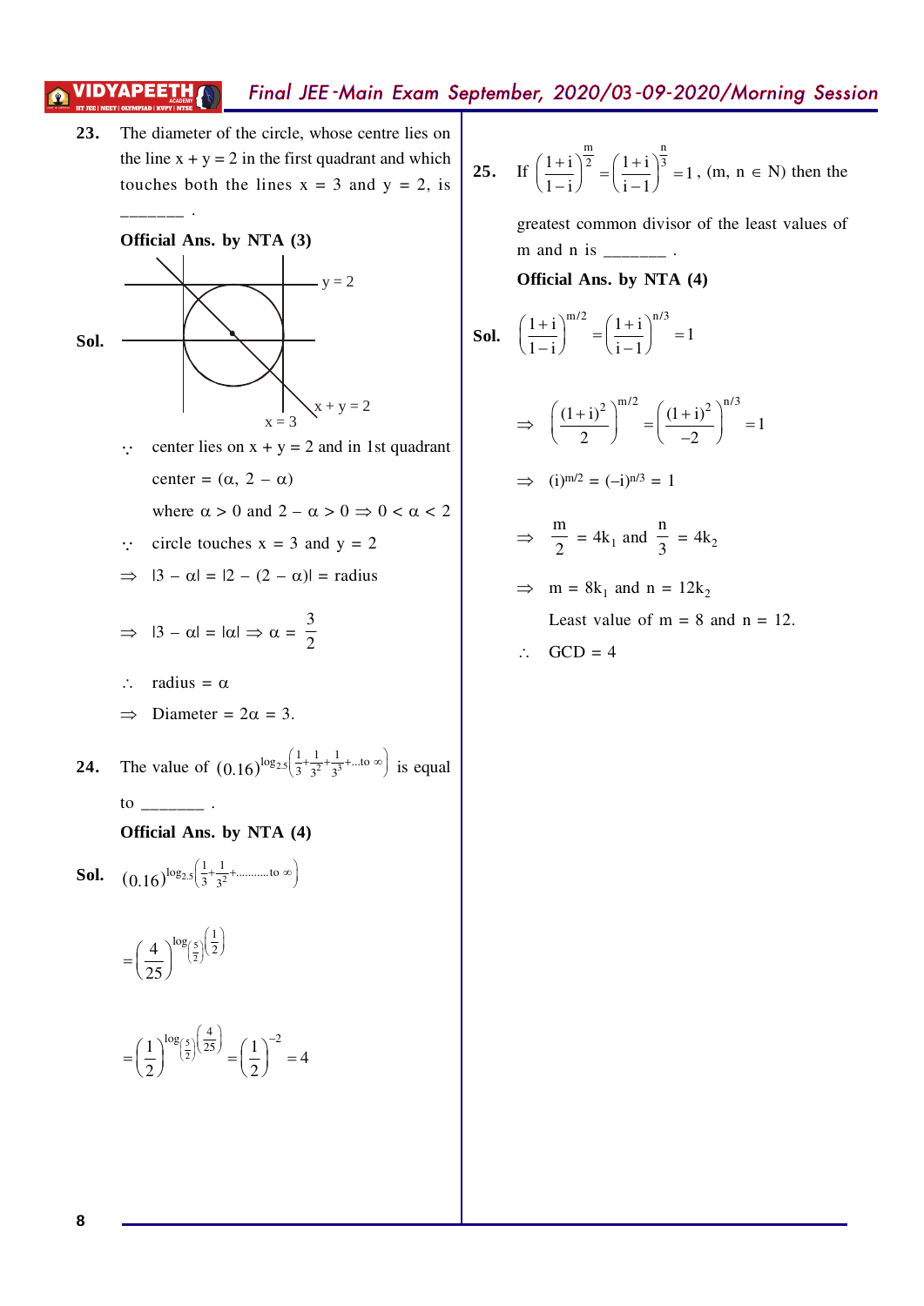**23.** The diameter of the circle, whose centre lies on the line x + y = 2 in the first quadrant and which touches both the lines x = 3 and y = 2, is _______ .

**Official Ans. by NTA (3)**

**Sol.**

y = 2

x + y = 2

x = 3

$\because$ center lies on x + y = 2 and in 1st quadrant

center = $(\alpha, 2 - \alpha)$

where $\alpha > 0$ and $2 - \alpha > 0 \Rightarrow 0 < \alpha < 2$

$\because$ circle touches x = 3 and y = 2

$\Rightarrow |3 - \alpha| = |2 - (2 - \alpha)| = \text{radius}$

$\Rightarrow |3 - \alpha| = |\alpha| \Rightarrow \alpha = \frac{3}{2}$

$\therefore$ radius = $\alpha$

$\Rightarrow$ Diameter = $2\alpha$ = 3.

**24.** The value of $(0.16)^{\log_{2.5}\left(\frac{1}{3}+\frac{1}{3^2}+\frac{1}{3^3}+\ldots\text{to } \infty\right)}$ is equal to _______ .

**Official Ans. by NTA (4)**

**Sol.** $(0.16)^{\log_{2.5}\left(\frac{1}{3}+\frac{1}{3^2}+\ldots\ldots\ldots\text{to } \infty\right)}$

$$=\left(\frac{4}{25}\right)^{\log_{\left(\frac{5}{2}\right)}\left(\frac{1}{2}\right)}$$

$$=\left(\frac{1}{2}\right)^{\log_{\left(\frac{5}{2}\right)}\left(\frac{4}{25}\right)}=\left(\frac{1}{2}\right)^{-2}=4$$

**25.** If $\left(\frac{1+i}{1-i}\right)^{\frac{m}{2}}=\left(\frac{1+i}{i-1}\right)^{\frac{n}{3}}=1$, $(m, n \in N)$ then the greatest common divisor of the least values of m and n is _______ .

**Official Ans. by NTA (4)**

**Sol.** $\left(\frac{1+i}{1-i}\right)^{m/2}=\left(\frac{1+i}{i-1}\right)^{n/3}=1$

$$\Rightarrow \left(\frac{(1+i)^2}{2}\right)^{m/2}=\left(\frac{(1+i)^2}{-2}\right)^{n/3}=1$$

$\Rightarrow (i)^{m/2} = (-i)^{n/3} = 1$

$\Rightarrow \frac{m}{2} = 4k_1$ and $\frac{n}{3} = 4k_2$

$\Rightarrow m = 8k_1$ and $n = 12k_2$

Least value of m = 8 and n = 12.

$\therefore$ GCD = 4